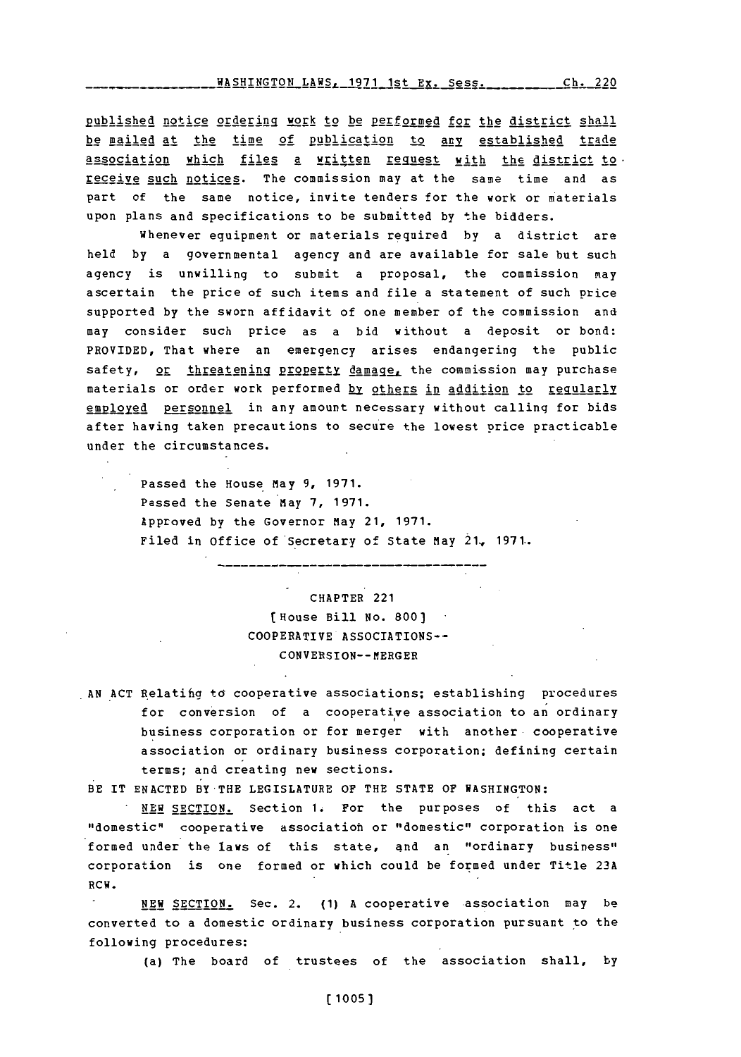published notice ordering work to be performed for the district shall be mailed at the time of publication to any established trade association which files a written request with the district to receive such notices. The commission may at the same time and as part of the same notice, invite tenders for the work or materials upon plans and specifications to be submitted by the bidders.

Whenever equipment or materials required by a district are held by a governmental agency and are available for sale but such agency is unwilling to submit a proposal, the commission may ascertain the price of such items and file a statement of such price supported by the sworn affidavit of one member of the commission and may consider such price as a bid without a deposit or bond: PROVIDED, That where an emergency arises endangering the public safety, or threatening property damage, the commission may purchase materials or order work performed by others in addition to regularly employed personnel in any amount necessary without calling for bids after having taken precautions to secure the lowest price practicable under the circumstances.

Passed the House May 9, 1971.
Passed the Senate May 7, 1971.
Approved by the Governor May 21, 1971.
Filed in Office of Secretary of State May 21, 1971.

---

## CHAPTER 221
### [House Bill No. 800]
### COOPERATIVE ASSOCIATIONS--CONVERSION--MERGER

AN ACT Relating to cooperative associations; establishing procedures for conversion of a cooperative association to an ordinary business corporation or for merger with another cooperative association or ordinary business corporation; defining certain terms; and creating new sections.

BE IT ENACTED BY THE LEGISLATURE OF THE STATE OF WASHINGTON:

NEW SECTION. Section 1. For the purposes of this act a "domestic" cooperative association or "domestic" corporation is one formed under the laws of this state, and an "ordinary business" corporation is one formed or which could be formed under Title 23A RCW.

NEW SECTION. Sec. 2. (1) A cooperative association may be converted to a domestic ordinary business corporation pursuant to the following procedures:

(a) The board of trustees of the association shall, by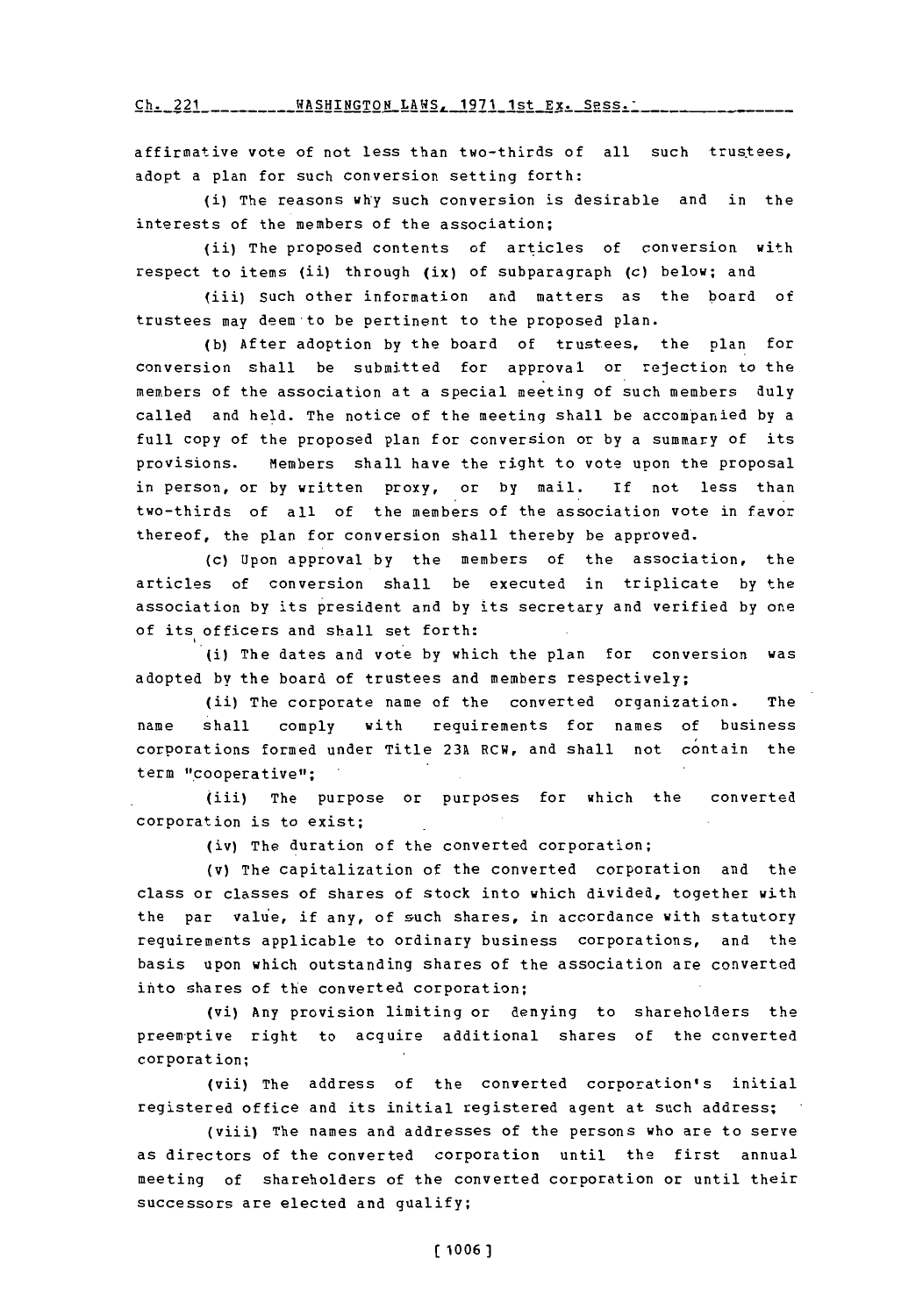affirmative vote of not less than two-thirds of all such trustees, adopt a plan for such conversion setting forth:

(i) The reasons why such conversion is desirable and in the interests of the members of the association;

(ii) The proposed contents of articles of conversion with respect to items (ii) through (ix) of subparagraph (c) below; and

(iii) Such other information and matters as the board of trustees may deem to be pertinent to the proposed plan.

(b) After adoption by the board of trustees, the plan for conversion shall be submitted for approval or rejection to the members of the association at a special meeting of such members duly called and held. The notice of the meeting shall be accompanied by a full copy of the proposed plan for conversion or by a summary of its provisions. Members shall have the right to vote upon the proposal in person, or by written proxy, or by mail. If not less than two-thirds of all of the members of the association vote in favor thereof, the plan for conversion shall thereby be approved.

(c) Upon approval by the members of the association, the articles of conversion shall be executed in triplicate by the association by its president and by its secretary and verified by one of its officers and shall set forth:

(i) The dates and vote by which the plan for conversion was adopted by the board of trustees and members respectively;

(ii) The corporate name of the converted organization. The name shall comply with requirements for names of business corporations formed under Title 23A RCW, and shall not contain the term "cooperative";

(iii) The purpose or purposes for which the converted corporation is to exist;

(iv) The duration of the converted corporation;

(v) The capitalization of the converted corporation and the class or classes of shares of stock into which divided, together with the par value, if any, of such shares, in accordance with statutory requirements applicable to ordinary business corporations, and the basis upon which outstanding shares of the association are converted into shares of the converted corporation;

(vi) Any provision limiting or denying to shareholders the preemptive right to acquire additional shares of the converted corporation;

(vii) The address of the converted corporation's initial registered office and its initial registered agent at such address;

(viii) The names and addresses of the persons who are to serve as directors of the converted corporation until the first annual meeting of shareholders of the converted corporation or until their successors are elected and qualify;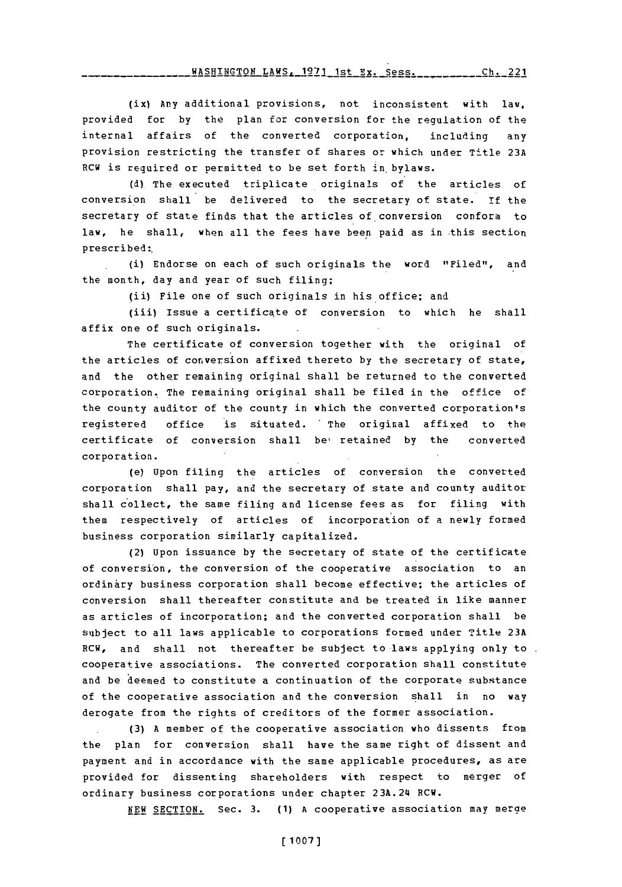(ix) Any additional provisions, not inconsistent with law, provided for by the plan for conversion for the regulation of the internal affairs of the converted corporation, including any provision restricting the transfer of shares or which under Title 23A RCW is required or permitted to be set forth in bylaws.

(d) The executed triplicate originals of the articles of conversion shall be delivered to the secretary of state. If the secretary of state finds that the articles of conversion conform to law, he shall, when all the fees have been paid as in this section prescribed:

(i) Endorse on each of such originals the word "Filed", and the month, day and year of such filing;

(ii) File one of such originals in his office; and

(iii) Issue a certificate of conversion to which he shall affix one of such originals.

The certificate of conversion together with the original of the articles of conversion affixed thereto by the secretary of state, and the other remaining original shall be returned to the converted corporation. The remaining original shall be filed in the office of the county auditor of the county in which the converted corporation's registered office is situated. The original affixed to the certificate of conversion shall be retained by the converted corporation.

(e) Upon filing the articles of conversion the converted corporation shall pay, and the secretary of state and county auditor shall collect, the same filing and license fees as for filing with them respectively of articles of incorporation of a newly formed business corporation similarly capitalized.

(2) Upon issuance by the secretary of state of the certificate of conversion, the conversion of the cooperative association to an ordinary business corporation shall become effective; the articles of conversion shall thereafter constitute and be treated in like manner as articles of incorporation; and the converted corporation shall be subject to all laws applicable to corporations formed under Title 23A RCW, and shall not thereafter be subject to laws applying only to cooperative associations. The converted corporation shall constitute and be deemed to constitute a continuation of the corporate substance of the cooperative association and the conversion shall in no way derogate from the rights of creditors of the former association.

(3) A member of the cooperative association who dissents from the plan for conversion shall have the same right of dissent and payment and in accordance with the same applicable procedures, as are provided for dissenting shareholders with respect to merger of ordinary business corporations under chapter 23A.24 RCW.

NEW SECTION. Sec. 3. (1) A cooperative association may merge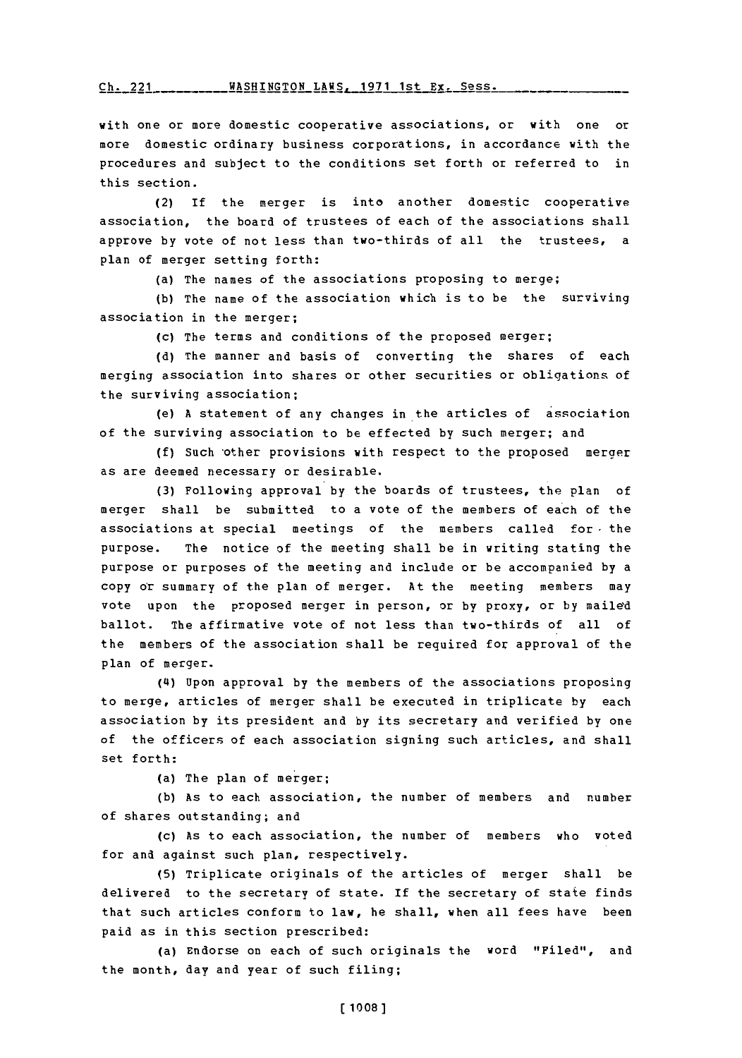with one or more domestic cooperative associations, or with one or more domestic ordinary business corporations, in accordance with the procedures and subject to the conditions set forth or referred to in this section.

(2) If the merger is into another domestic cooperative association, the board of trustees of each of the associations shall approve by vote of not less than two-thirds of all the trustees, a plan of merger setting forth:

(a) The names of the associations proposing to merge;

(b) The name of the association which is to be the surviving association in the merger;

(c) The terms and conditions of the proposed merger;

(d) The manner and basis of converting the shares of each merging association into shares or other securities or obligations of the surviving association;

(e) A statement of any changes in the articles of association of the surviving association to be effected by such merger; and

(f) Such other provisions with respect to the proposed merger as are deemed necessary or desirable.

(3) Following approval by the boards of trustees, the plan of merger shall be submitted to a vote of the members of each of the associations at special meetings of the members called for the purpose. The notice of the meeting shall be in writing stating the purpose or purposes of the meeting and include or be accompanied by a copy or summary of the plan of merger. At the meeting members may vote upon the proposed merger in person, or by proxy, or by mailed ballot. The affirmative vote of not less than two-thirds of all of the members of the association shall be required for approval of the plan of merger.

(4) Upon approval by the members of the associations proposing to merge, articles of merger shall be executed in triplicate by each association by its president and by its secretary and verified by one of the officers of each association signing such articles, and shall set forth:

(a) The plan of merger;

(b) As to each association, the number of members and number of shares outstanding; and

(c) As to each association, the number of members who voted for and against such plan, respectively.

(5) Triplicate originals of the articles of merger shall be delivered to the secretary of state. If the secretary of state finds that such articles conform to law, he shall, when all fees have been paid as in this section prescribed:

(a) Endorse on each of such originals the word "Filed", and the month, day and year of such filing;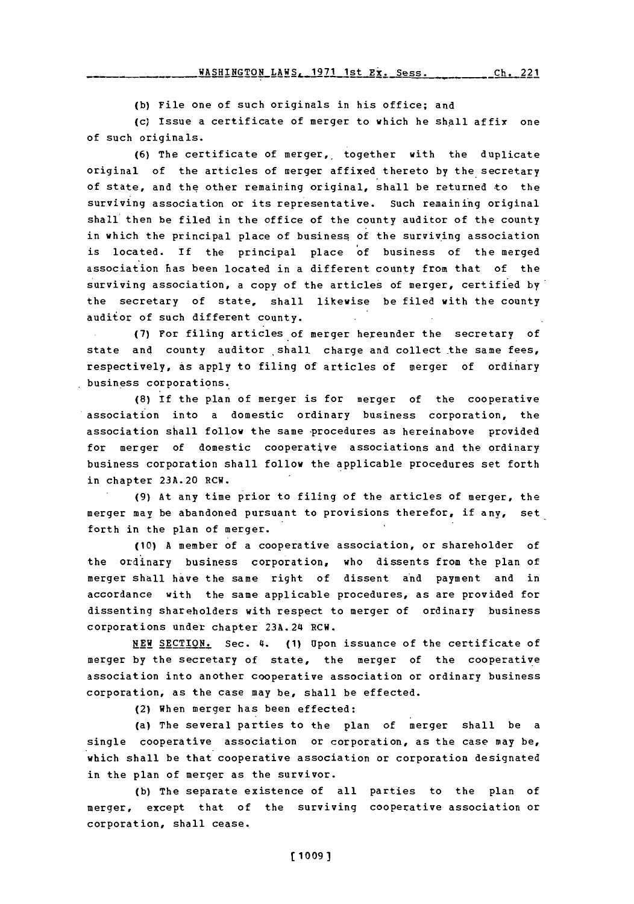(b) File one of such originals in his office; and

(c) Issue a certificate of merger to which he shall affix one of such originals.

(6) The certificate of merger, together with the duplicate original of the articles of merger affixed thereto by the secretary of state, and the other remaining original, shall be returned to the surviving association or its representative. Such remaining original shall then be filed in the office of the county auditor of the county in which the principal place of business of the surviving association is located. If the principal place of business of the merged association has been located in a different county from that of the surviving association, a copy of the articles of merger, certified by the secretary of state, shall likewise be filed with the county auditor of such different county.

(7) For filing articles of merger hereunder the secretary of state and county auditor shall charge and collect the same fees, respectively, as apply to filing of articles of merger of ordinary business corporations.

(8) If the plan of merger is for merger of the cooperative association into a domestic ordinary business corporation, the association shall follow the same procedures as hereinabove provided for merger of domestic cooperative associations and the ordinary business corporation shall follow the applicable procedures set forth in chapter 23A.20 RCW.

(9) At any time prior to filing of the articles of merger, the merger may be abandoned pursuant to provisions therefor, if any, set forth in the plan of merger.

(10) A member of a cooperative association, or shareholder of the ordinary business corporation, who dissents from the plan of merger shall have the same right of dissent and payment and in accordance with the same applicable procedures, as are provided for dissenting shareholders with respect to merger of ordinary business corporations under chapter 23A.24 RCW.

NEW SECTION. Sec. 4. (1) Upon issuance of the certificate of merger by the secretary of state, the merger of the cooperative association into another cooperative association or ordinary business corporation, as the case may be, shall be effected.

(2) When merger has been effected:

(a) The several parties to the plan of merger shall be a single cooperative association or corporation, as the case may be, which shall be that cooperative association or corporation designated in the plan of merger as the survivor.

(b) The separate existence of all parties to the plan of merger, except that of the surviving cooperative association or corporation, shall cease.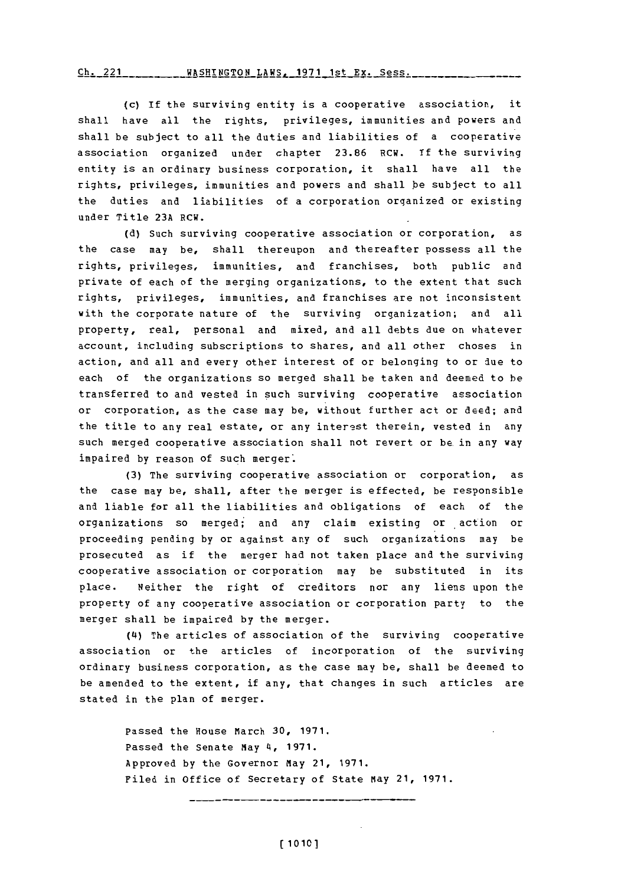(c) If the surviving entity is a cooperative association, it shall have all the rights, privileges, immunities and powers and shall be subject to all the duties and liabilities of a cooperative association organized under chapter 23.86 RCW. If the surviving entity is an ordinary business corporation, it shall have all the rights, privileges, immunities and powers and shall be subject to all the duties and liabilities of a corporation organized or existing under Title 23A RCW.

(d) Such surviving cooperative association or corporation, as the case may be, shall thereupon and thereafter possess all the rights, privileges, immunities, and franchises, both public and private of each of the merging organizations, to the extent that such rights, privileges, immunities, and franchises are not inconsistent with the corporate nature of the surviving organization; and all property, real, personal and mixed, and all debts due on whatever account, including subscriptions to shares, and all other choses in action, and all and every other interest of or belonging to or due to each of the organizations so merged shall be taken and deemed to be transferred to and vested in such surviving cooperative association or corporation, as the case may be, without further act or deed; and the title to any real estate, or any interest therein, vested in any such merged cooperative association shall not revert or be in any way impaired by reason of such merger.

(3) The surviving cooperative association or corporation, as the case may be, shall, after the merger is effected, be responsible and liable for all the liabilities and obligations of each of the organizations so merged; and any claim existing or action or proceeding pending by or against any of such organizations may be prosecuted as if the merger had not taken place and the surviving cooperative association or corporation may be substituted in its place. Neither the right of creditors nor any liens upon the property of any cooperative association or corporation party to the merger shall be impaired by the merger.

(4) The articles of association of the surviving cooperative association or the articles of incorporation of the surviving ordinary business corporation, as the case may be, shall be deemed to be amended to the extent, if any, that changes in such articles are stated in the plan of merger.

Passed the House March 30, 1971.
Passed the Senate May 4, 1971.
Approved by the Governor May 21, 1971.
Filed in Office of Secretary of State May 21, 1971.